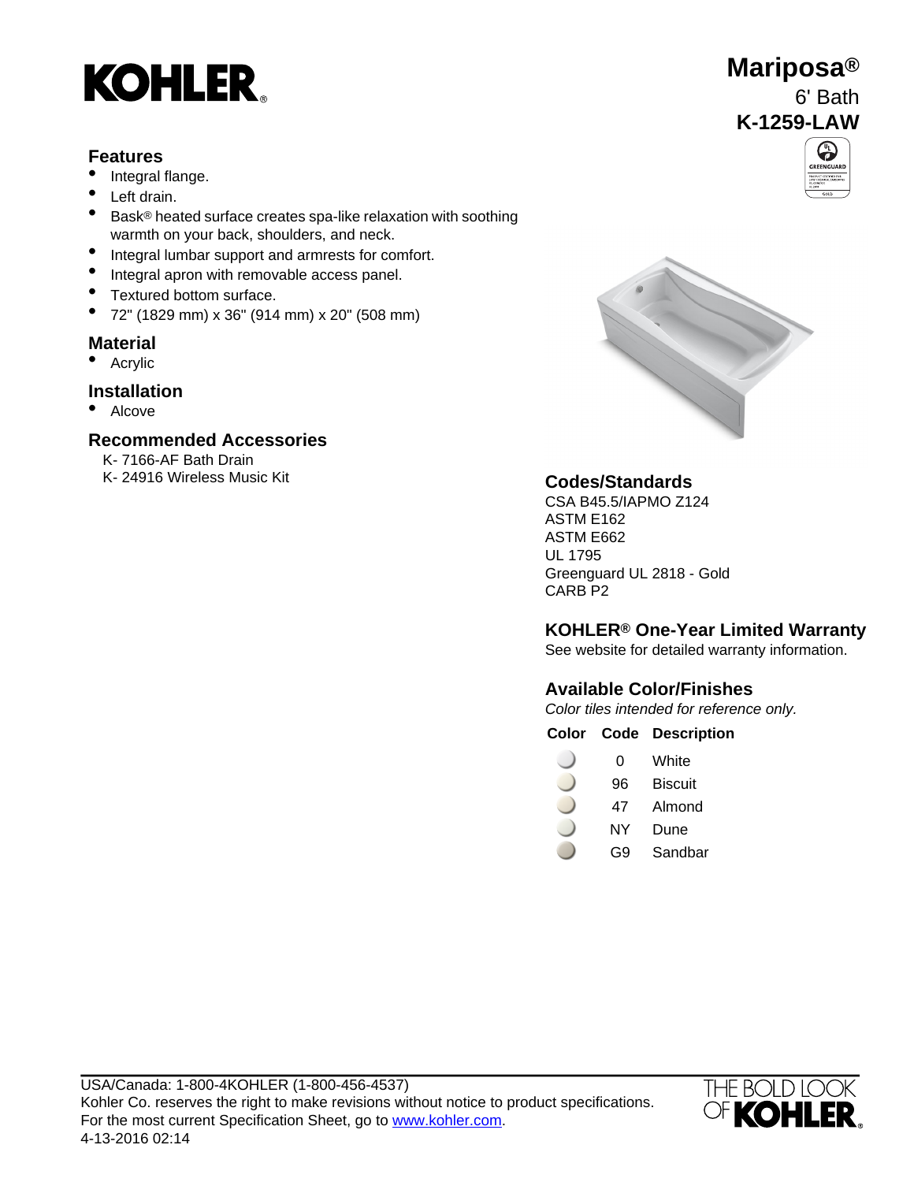# KOHLER®

## Mariposa®

6' Bath

**K-1259-LAW**

### Features

- Integral flange.
- Left drain.
- Bask® heated surface creates spa-like relaxation with soothing warmth on your back, shoulders, and neck.
- Integral lumbar support and armrests for comfort.
- Integral apron with removable access panel.
- Textured bottom surface.
- 72" (1829 mm) x 36" (914 mm) x 20" (508 mm)

### Material

- Acrylic

### Installation

- Alcove

### Recommended Accessories

K- 7166-AF Bath Drain
K- 24916 Wireless Music Kit

### Codes/Standards

CSA B45.5/IAPMO Z124
ASTM E162
ASTM E662
UL 1795
Greenguard UL 2818 - Gold
CARB P2

### KOHLER® One-Year Limited Warranty

See website for detailed warranty information.

### Available Color/Finishes

*Color tiles intended for reference only.*

| Color | Code | Description |
|---|---|---|
| | 0 | White |
| | 96 | Biscuit |
| | 47 | Almond |
| | NY | Dune |
| | G9 | Sandbar |

USA/Canada: 1-800-4KOHLER (1-800-456-4537)
Kohler Co. reserves the right to make revisions without notice to product specifications.
For the most current Specification Sheet, go to www.kohler.com.
4-13-2016 02:14

THE BOLD LOOK OF KOHLER®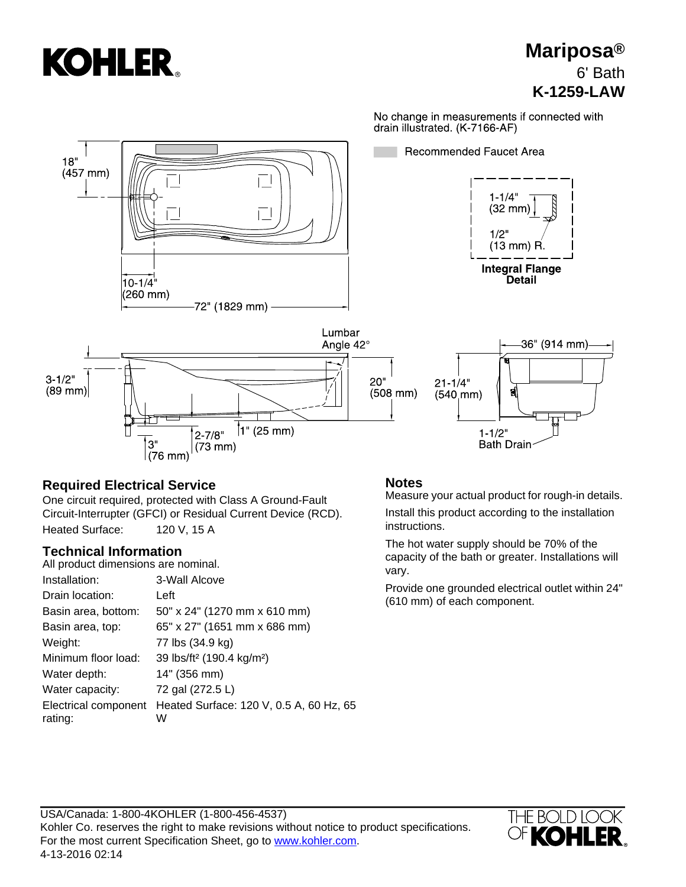# KOHLER

**Mariposa®**
6' Bath
**K-1259-LAW**

No change in measurements if connected with drain illustrated. (K-7166-AF)

Recommended Faucet Area

18"
(457 mm)

10-1/4"
(260 mm)

72" (1829 mm)

1-1/4"
(32 mm)

1/2"
(13 mm) R.

**Integral Flange Detail**

Lumbar Angle 42°

3-1/2"
(89 mm)

20"
(508 mm)

1" (25 mm)

2-7/8"
(73 mm)

3"
(76 mm)

36" (914 mm)

21-1/4"
(540 mm)

1-1/2"
Bath Drain

## Required Electrical Service

One circuit required, protected with Class A Ground-Fault Circuit-Interrupter (GFCI) or Residual Current Device (RCD).

| | |
|---|---|
| Heated Surface: | 120 V, 15 A |

## Technical Information

All product dimensions are nominal.

| | |
|---|---|
| Installation: | 3-Wall Alcove |
| Drain location: | Left |
| Basin area, bottom: | 50" x 24" (1270 mm x 610 mm) |
| Basin area, top: | 65" x 27" (1651 mm x 686 mm) |
| Weight: | 77 lbs (34.9 kg) |
| Minimum floor load: | 39 lbs/ft² (190.4 kg/m²) |
| Water depth: | 14" (356 mm) |
| Water capacity: | 72 gal (272.5 L) |
| Electrical component rating: | Heated Surface: 120 V, 0.5 A, 60 Hz, 65 W |

## Notes

Measure your actual product for rough-in details.

Install this product according to the installation instructions.

The hot water supply should be 70% of the capacity of the bath or greater. Installations will vary.

Provide one grounded electrical outlet within 24" (610 mm) of each component.

USA/Canada: 1-800-4KOHLER (1-800-456-4537)
Kohler Co. reserves the right to make revisions without notice to product specifications.
For the most current Specification Sheet, go to www.kohler.com.
4-13-2016 02:14

THE BOLD LOOK OF KOHLER.